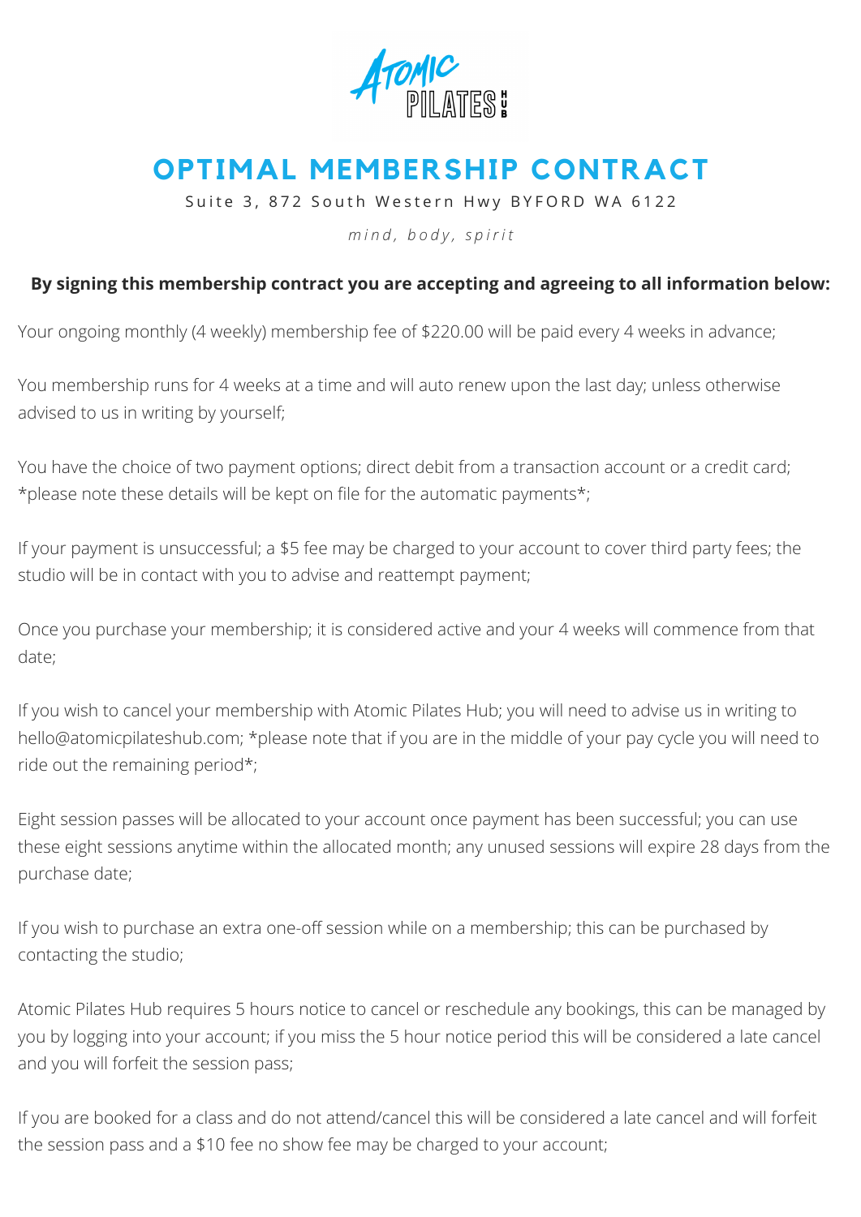# OPTIMAL MEMBERSHIP CONTRACT

Suite 3, 872 South Western Hwy BYFORD WA 6122

*mind, body, spirit*

**By signing this membership contract you are accepting and agreeing to all information below:**

Your ongoing monthly (4 weekly) membership fee of $220.00 will be paid every 4 weeks in advance;

You membership runs for 4 weeks at a time and will auto renew upon the last day; unless otherwise advised to us in writing by yourself;

You have the choice of two payment options; direct debit from a transaction account or a credit card; *please note these details will be kept on file for the automatic payments*;

If your payment is unsuccessful; a $5 fee may be charged to your account to cover third party fees; the studio will be in contact with you to advise and reattempt payment;

Once you purchase your membership; it is considered active and your 4 weeks will commence from that date;

If you wish to cancel your membership with Atomic Pilates Hub; you will need to advise us in writing to hello@atomicpilateshub.com; *please note that if you are in the middle of your pay cycle you will need to ride out the remaining period*;

Eight session passes will be allocated to your account once payment has been successful; you can use these eight sessions anytime within the allocated month; any unused sessions will expire 28 days from the purchase date;

If you wish to purchase an extra one-off session while on a membership; this can be purchased by contacting the studio;

Atomic Pilates Hub requires 5 hours notice to cancel or reschedule any bookings, this can be managed by you by logging into your account; if you miss the 5 hour notice period this will be considered a late cancel and you will forfeit the session pass;

If you are booked for a class and do not attend/cancel this will be considered a late cancel and will forfeit the session pass and a $10 fee no show fee may be charged to your account;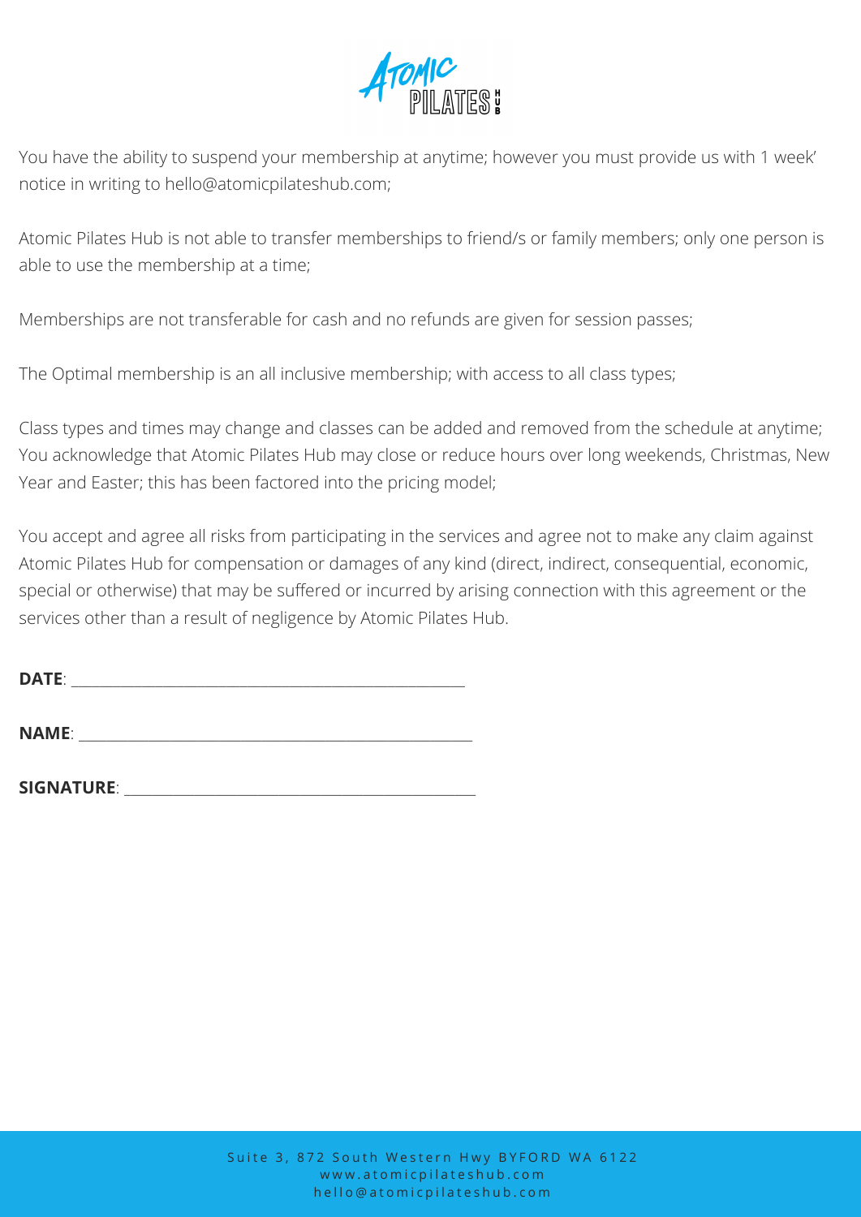You have the ability to suspend your membership at anytime; however you must provide us with 1 week' notice in writing to hello@atomicpilateshub.com;

Atomic Pilates Hub is not able to transfer memberships to friend/s or family members; only one person is able to use the membership at a time;

Memberships are not transferable for cash and no refunds are given for session passes;

The Optimal membership is an all inclusive membership; with access to all class types;

Class types and times may change and classes can be added and removed from the schedule at anytime; You acknowledge that Atomic Pilates Hub may close or reduce hours over long weekends, Christmas, New Year and Easter; this has been factored into the pricing model;

You accept and agree all risks from participating in the services and agree not to make any claim against Atomic Pilates Hub for compensation or damages of any kind (direct, indirect, consequential, economic, special or otherwise) that may be suffered or incurred by arising connection with this agreement or the services other than a result of negligence by Atomic Pilates Hub.

**DATE**: ________________________________________________

**NAME**: ________________________________________________

**SIGNATURE**: ____________________________________________

Suite 3, 872 South Western Hwy BYFORD WA 6122
www.atomicpilateshub.com
hello@atomicpilateshub.com